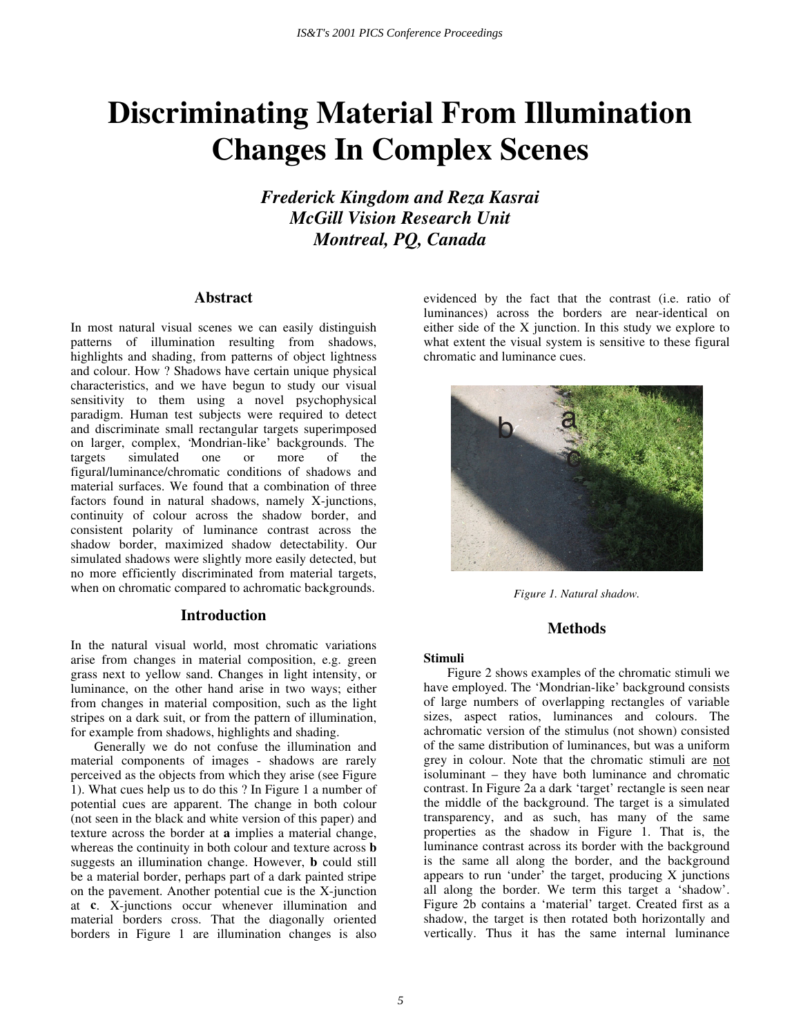# Discriminating Material From Illumination Changes In Complex Scenes

***Frederick Kingdom and Reza Kasrai***
***McGill Vision Research Unit***
***Montreal, PQ, Canada***

## Abstract

In most natural visual scenes we can easily distinguish patterns of illumination resulting from shadows, highlights and shading, from patterns of object lightness and colour. How ? Shadows have certain unique physical characteristics, and we have begun to study our visual sensitivity to them using a novel psychophysical paradigm. Human test subjects were required to detect and discriminate small rectangular targets superimposed on larger, complex, 'Mondrian-like' backgrounds. The targets simulated one or more of the figural/luminance/chromatic conditions of shadows and material surfaces. We found that a combination of three factors found in natural shadows, namely X-junctions, continuity of colour across the shadow border, and consistent polarity of luminance contrast across the shadow border, maximized shadow detectability. Our simulated shadows were slightly more easily detected, but no more efficiently discriminated from material targets, when on chromatic compared to achromatic backgrounds.

## Introduction

In the natural visual world, most chromatic variations arise from changes in material composition, e.g. green grass next to yellow sand. Changes in light intensity, or luminance, on the other hand arise in two ways; either from changes in material composition, such as the light stripes on a dark suit, or from the pattern of illumination, for example from shadows, highlights and shading.

Generally we do not confuse the illumination and material components of images - shadows are rarely perceived as the objects from which they arise (see Figure 1). What cues help us to do this ? In Figure 1 a number of potential cues are apparent. The change in both colour (not seen in the black and white version of this paper) and texture across the border at **a** implies a material change, whereas the continuity in both colour and texture across **b** suggests an illumination change. However, **b** could still be a material border, perhaps part of a dark painted stripe on the pavement. Another potential cue is the X-junction at **c**. X-junctions occur whenever illumination and material borders cross. That the diagonally oriented borders in Figure 1 are illumination changes is also evidenced by the fact that the contrast (i.e. ratio of luminances) across the borders are near-identical on either side of the X junction. In this study we explore to what extent the visual system is sensitive to these figural chromatic and luminance cues.

*Figure 1. Natural shadow.*

## Methods

### Stimuli

Figure 2 shows examples of the chromatic stimuli we have employed. The 'Mondrian-like' background consists of large numbers of overlapping rectangles of variable sizes, aspect ratios, luminances and colours. The achromatic version of the stimulus (not shown) consisted of the same distribution of luminances, but was a uniform grey in colour. Note that the chromatic stimuli are <u>not</u> isoluminant – they have both luminance and chromatic contrast. In Figure 2a a dark 'target' rectangle is seen near the middle of the background. The target is a simulated transparency, and as such, has many of the same properties as the shadow in Figure 1. That is, the luminance contrast across its border with the background is the same all along the border, and the background appears to run 'under' the target, producing X junctions all along the border. We term this target a 'shadow'. Figure 2b contains a 'material' target. Created first as a shadow, the target is then rotated both horizontally and vertically. Thus it has the same internal luminance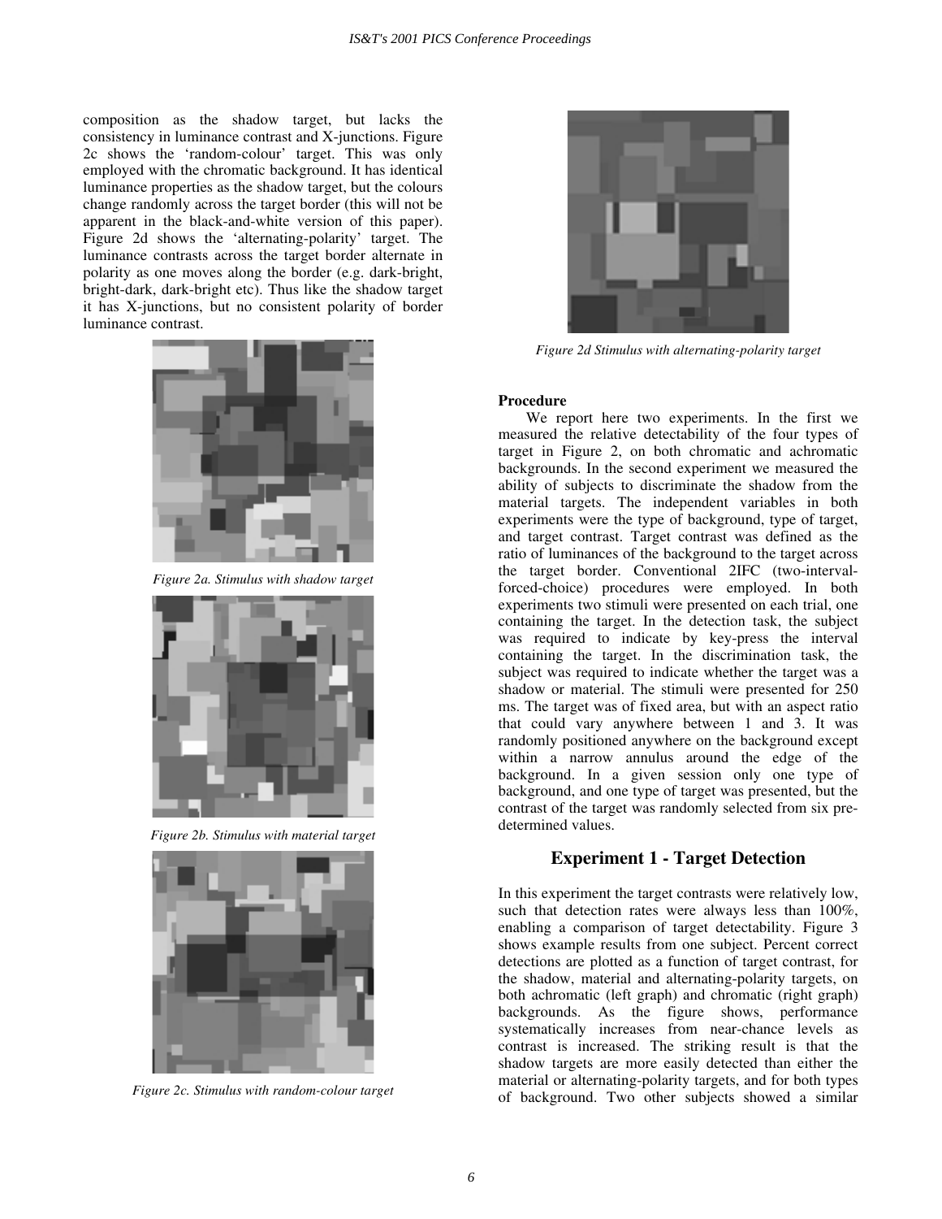composition as the shadow target, but lacks the consistency in luminance contrast and X-junctions. Figure 2c shows the 'random-colour' target. This was only employed with the chromatic background. It has identical luminance properties as the shadow target, but the colours change randomly across the target border (this will not be apparent in the black-and-white version of this paper). Figure 2d shows the 'alternating-polarity' target. The luminance contrasts across the target border alternate in polarity as one moves along the border (e.g. dark-bright, bright-dark, dark-bright etc). Thus like the shadow target it has X-junctions, but no consistent polarity of border luminance contrast.

*Figure 2a. Stimulus with shadow target*

*Figure 2b. Stimulus with material target*

*Figure 2c. Stimulus with random-colour target*

*Figure 2d Stimulus with alternating-polarity target*

**Procedure**

We report here two experiments. In the first we measured the relative detectability of the four types of target in Figure 2, on both chromatic and achromatic backgrounds. In the second experiment we measured the ability of subjects to discriminate the shadow from the material targets. The independent variables in both experiments were the type of background, type of target, and target contrast. Target contrast was defined as the ratio of luminances of the background to the target across the target border. Conventional 2IFC (two-interval-forced-choice) procedures were employed. In both experiments two stimuli were presented on each trial, one containing the target. In the detection task, the subject was required to indicate by key-press the interval containing the target. In the discrimination task, the subject was required to indicate whether the target was a shadow or material. The stimuli were presented for 250 ms. The target was of fixed area, but with an aspect ratio that could vary anywhere between 1 and 3. It was randomly positioned anywhere on the background except within a narrow annulus around the edge of the background. In a given session only one type of background, and one type of target was presented, but the contrast of the target was randomly selected from six pre-determined values.

## Experiment 1 - Target Detection

In this experiment the target contrasts were relatively low, such that detection rates were always less than 100%, enabling a comparison of target detectability. Figure 3 shows example results from one subject. Percent correct detections are plotted as a function of target contrast, for the shadow, material and alternating-polarity targets, on both achromatic (left graph) and chromatic (right graph) backgrounds. As the figure shows, performance systematically increases from near-chance levels as contrast is increased. The striking result is that the shadow targets are more easily detected than either the material or alternating-polarity targets, and for both types of background. Two other subjects showed a similar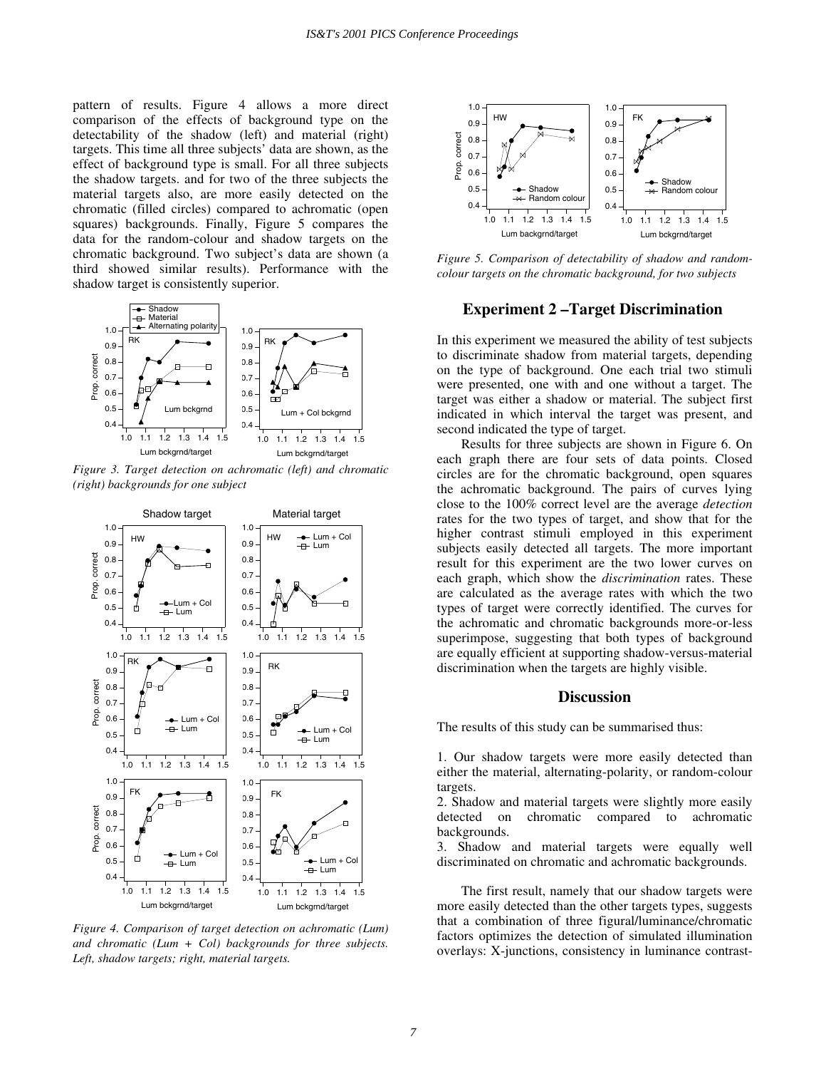pattern of results. Figure 4 allows a more direct comparison of the effects of background type on the detectability of the shadow (left) and material (right) targets. This time all three subjects' data are shown, as the effect of background type is small. For all three subjects the shadow targets. and for two of the three subjects the material targets also, are more easily detected on the chromatic (filled circles) compared to achromatic (open squares) backgrounds. Finally, Figure 5 compares the data for the random-colour and shadow targets on the chromatic background. Two subject's data are shown (a third showed similar results). Performance with the shadow target is consistently superior.

*Figure 3. Target detection on achromatic (left) and chromatic (right) backgrounds for one subject*

*Figure 4. Comparison of target detection on achromatic (Lum) and chromatic (Lum + Col) backgrounds for three subjects. Left, shadow targets; right, material targets.*

*Figure 5. Comparison of detectability of shadow and random-colour targets on the chromatic background, for two subjects*

## Experiment 2 –Target Discrimination

In this experiment we measured the ability of test subjects to discriminate shadow from material targets, depending on the type of background. One each trial two stimuli were presented, one with and one without a target. The target was either a shadow or material. The subject first indicated in which interval the target was present, and second indicated the type of target.

Results for three subjects are shown in Figure 6. On each graph there are four sets of data points. Closed circles are for the chromatic background, open squares the achromatic background. The pairs of curves lying close to the 100% correct level are the average *detection* rates for the two types of target, and show that for the higher contrast stimuli employed in this experiment subjects easily detected all targets. The more important result for this experiment are the two lower curves on each graph, which show the *discrimination* rates. These are calculated as the average rates with which the two types of target were correctly identified. The curves for the achromatic and chromatic backgrounds more-or-less superimpose, suggesting that both types of background are equally efficient at supporting shadow-versus-material discrimination when the targets are highly visible.

## Discussion

The results of this study can be summarised thus:

1. Our shadow targets were more easily detected than either the material, alternating-polarity, or random-colour targets.
2. Shadow and material targets were slightly more easily detected on chromatic compared to achromatic backgrounds.
3. Shadow and material targets were equally well discriminated on chromatic and achromatic backgrounds.

The first result, namely that our shadow targets were more easily detected than the other targets types, suggests that a combination of three figural/luminance/chromatic factors optimizes the detection of simulated illumination overlays: X-junctions, consistency in luminance contrast-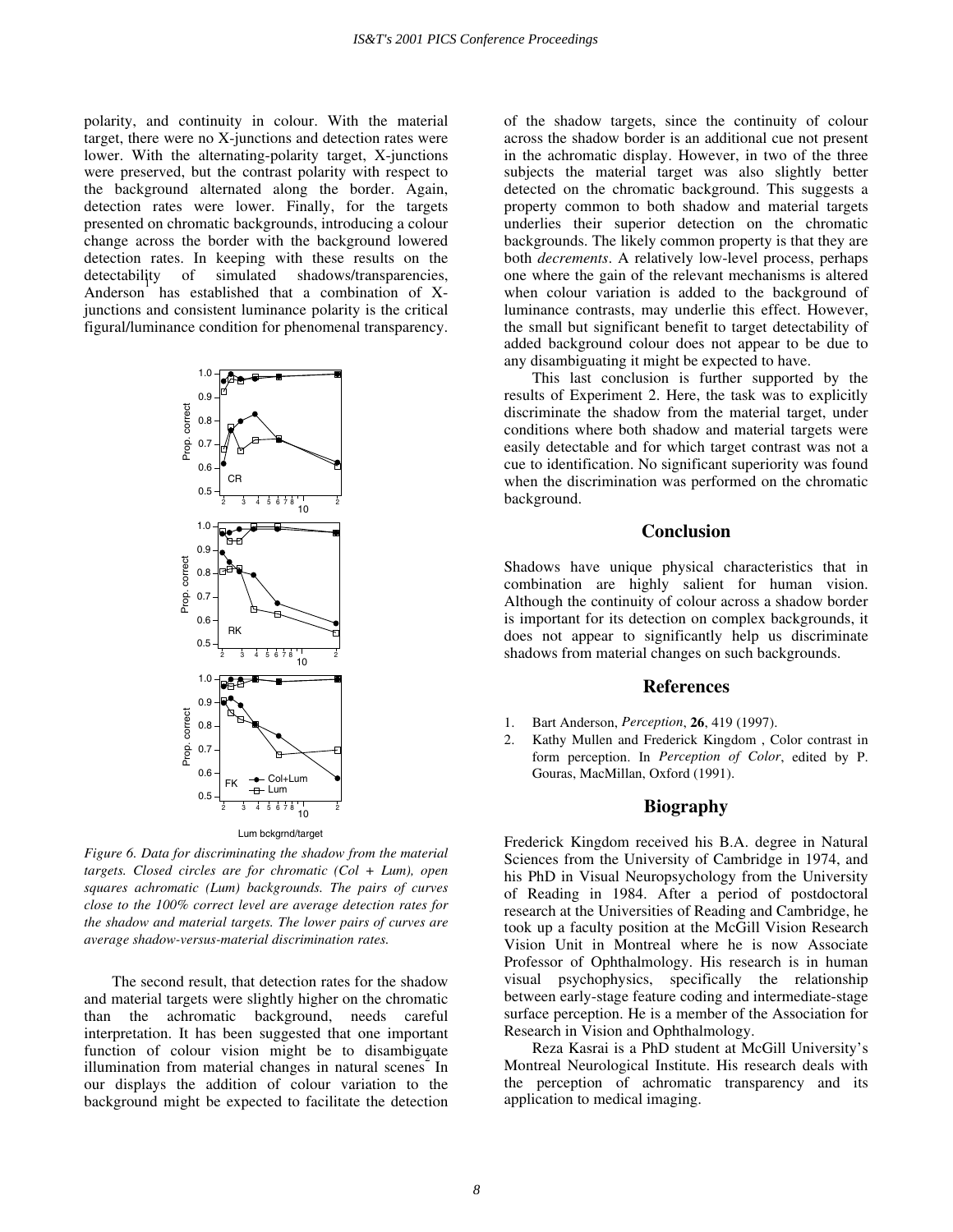polarity, and continuity in colour. With the material target, there were no X-junctions and detection rates were lower. With the alternating-polarity target, X-junctions were preserved, but the contrast polarity with respect to the background alternated along the border. Again, detection rates were lower. Finally, for the targets presented on chromatic backgrounds, introducing a colour change across the border with the background lowered detection rates. In keeping with these results on the detectability of simulated shadows/transparencies, Anderson[1] has established that a combination of X-junctions and consistent luminance polarity is the critical figural/luminance condition for phenomenal transparency.

1.0
0.9
0.8
0.7
0.6
0.5
Prop. correct
CR
2 3 4 5 6 7 8 10 2

1.0
0.9
0.8
0.7
0.6
0.5
Prop. correct
RK
2 3 4 5 6 7 8 10 2

1.0
0.9
0.8
0.7
0.6
0.5
Prop. correct
FK
Col+Lum
Lum
2 3 4 5 6 7 8 10 2

Lum bckgrnd/target

*Figure 6. Data for discriminating the shadow from the material targets. Closed circles are for chromatic (Col + Lum), open squares achromatic (Lum) backgrounds. The pairs of curves close to the 100% correct level are average detection rates for the shadow and material targets. The lower pairs of curves are average shadow-versus-material discrimination rates.*

The second result, that detection rates for the shadow and material targets were slightly higher on the chromatic than the achromatic background, needs careful interpretation. It has been suggested that one important function of colour vision might be to disambiguate illumination from material changes in natural scenes[2] In our displays the addition of colour variation to the background might be expected to facilitate the detection of the shadow targets, since the continuity of colour across the shadow border is an additional cue not present in the achromatic display. However, in two of the three subjects the material target was also slightly better detected on the chromatic background. This suggests a property common to both shadow and material targets underlies their superior detection on the chromatic backgrounds. The likely common property is that they are both *decrements*. A relatively low-level process, perhaps one where the gain of the relevant mechanisms is altered when colour variation is added to the background of luminance contrasts, may underlie this effect. However, the small but significant benefit to target detectability of added background colour does not appear to be due to any disambiguating it might be expected to have.

This last conclusion is further supported by the results of Experiment 2. Here, the task was to explicitly discriminate the shadow from the material target, under conditions where both shadow and material targets were easily detectable and for which target contrast was not a cue to identification. No significant superiority was found when the discrimination was performed on the chromatic background.

## Conclusion

Shadows have unique physical characteristics that in combination are highly salient for human vision. Although the continuity of colour across a shadow border is important for its detection on complex backgrounds, it does not appear to significantly help us discriminate shadows from material changes on such backgrounds.

## References

1. Bart Anderson, *Perception*, **26**, 419 (1997).
2. Kathy Mullen and Frederick Kingdom , Color contrast in form perception. In *Perception of Color*, edited by P. Gouras, MacMillan, Oxford (1991).

## Biography

Frederick Kingdom received his B.A. degree in Natural Sciences from the University of Cambridge in 1974, and his PhD in Visual Neuropsychology from the University of Reading in 1984. After a period of postdoctoral research at the Universities of Reading and Cambridge, he took up a faculty position at the McGill Vision Research Vision Unit in Montreal where he is now Associate Professor of Ophthalmology. His research is in human visual psychophysics, specifically the relationship between early-stage feature coding and intermediate-stage surface perception. He is a member of the Association for Research in Vision and Ophthalmology.

Reza Kasrai is a PhD student at McGill University's Montreal Neurological Institute. His research deals with the perception of achromatic transparency and its application to medical imaging.